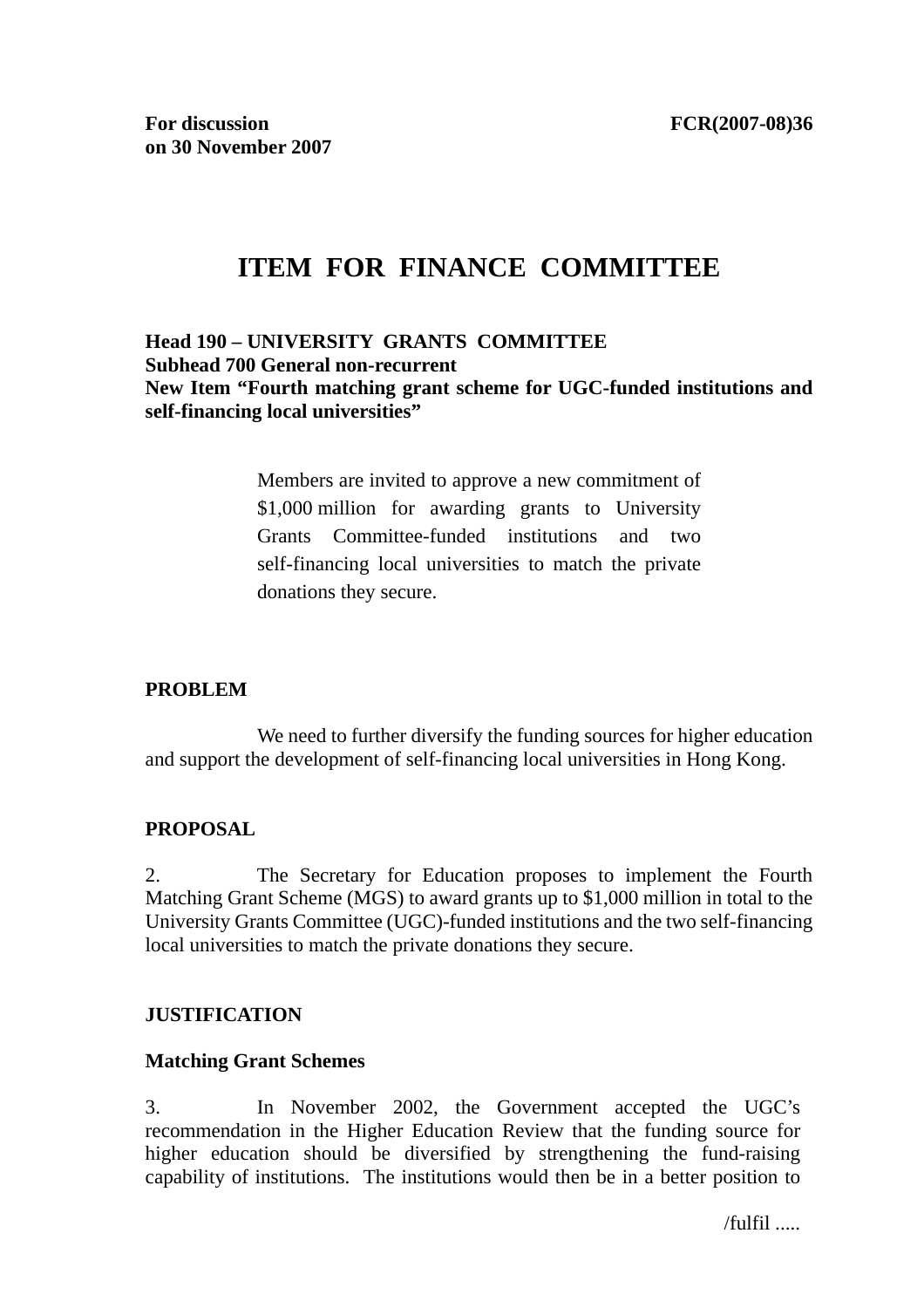**For discussion on 30 November 2007** **FCR(2007-08)36**

# ITEM FOR FINANCE COMMITTEE

**Head 190 – UNIVERSITY GRANTS COMMITTEE**
**Subhead 700 General non-recurrent**
**New Item "Fourth matching grant scheme for UGC-funded institutions and self-financing local universities"**

> Members are invited to approve a new commitment of $1,000 million for awarding grants to University Grants Committee-funded institutions and two self-financing local universities to match the private donations they secure.

## PROBLEM

We need to further diversify the funding sources for higher education and support the development of self-financing local universities in Hong Kong.

## PROPOSAL

2. The Secretary for Education proposes to implement the Fourth Matching Grant Scheme (MGS) to award grants up to $1,000 million in total to the University Grants Committee (UGC)-funded institutions and the two self-financing local universities to match the private donations they secure.

## JUSTIFICATION

### Matching Grant Schemes

3. In November 2002, the Government accepted the UGC's recommendation in the Higher Education Review that the funding source for higher education should be diversified by strengthening the fund-raising capability of institutions. The institutions would then be in a better position to

/fulfil .....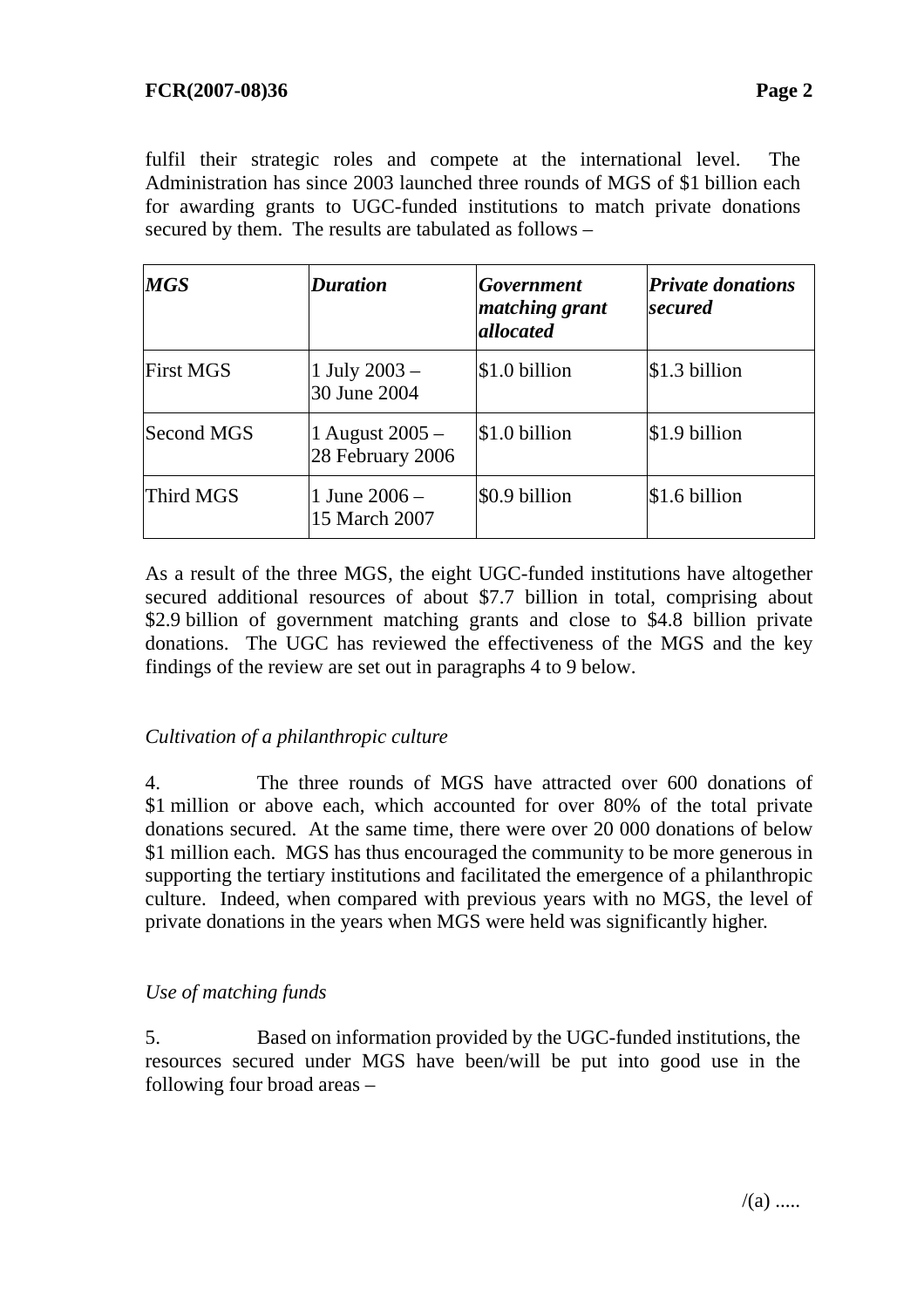fulfil their strategic roles and compete at the international level. The Administration has since 2003 launched three rounds of MGS of $1 billion each for awarding grants to UGC-funded institutions to match private donations secured by them. The results are tabulated as follows –

| ***MGS*** | ***Duration*** | ***Government matching grant allocated*** | ***Private donations secured*** |
|---|---|---|---|
| First MGS | 1 July 2003 – 30 June 2004 | $1.0 billion | $1.3 billion |
| Second MGS | 1 August 2005 – 28 February 2006 | $1.0 billion | $1.9 billion |
| Third MGS | 1 June 2006 – 15 March 2007 | $0.9 billion | $1.6 billion |

As a result of the three MGS, the eight UGC-funded institutions have altogether secured additional resources of about $7.7 billion in total, comprising about $2.9 billion of government matching grants and close to $4.8 billion private donations. The UGC has reviewed the effectiveness of the MGS and the key findings of the review are set out in paragraphs 4 to 9 below.

*Cultivation of a philanthropic culture*

4. The three rounds of MGS have attracted over 600 donations of $1 million or above each, which accounted for over 80% of the total private donations secured. At the same time, there were over 20 000 donations of below $1 million each. MGS has thus encouraged the community to be more generous in supporting the tertiary institutions and facilitated the emergence of a philanthropic culture. Indeed, when compared with previous years with no MGS, the level of private donations in the years when MGS were held was significantly higher.

*Use of matching funds*

5. Based on information provided by the UGC-funded institutions, the resources secured under MGS have been/will be put into good use in the following four broad areas –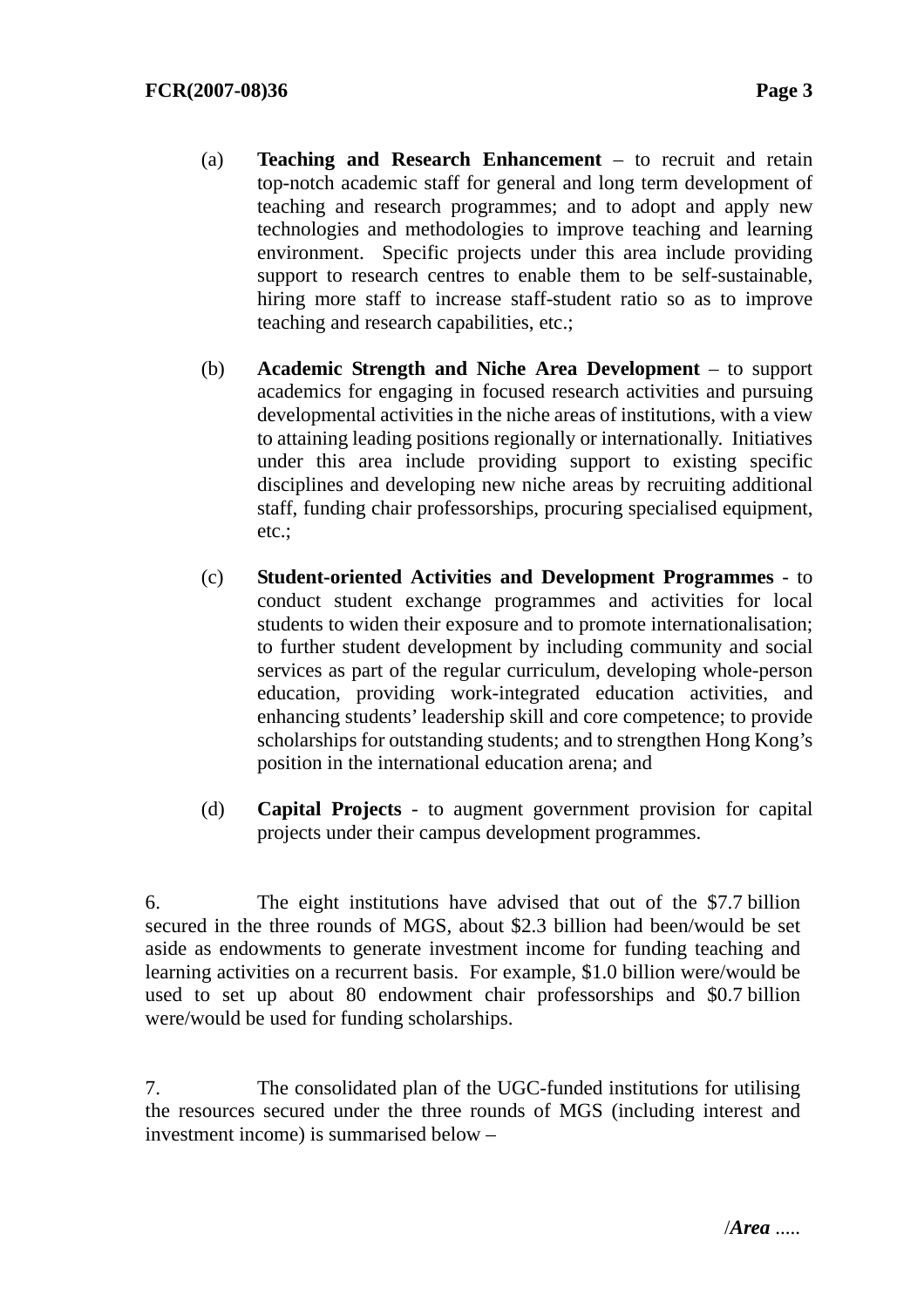(a) **Teaching and Research Enhancement** – to recruit and retain top-notch academic staff for general and long term development of teaching and research programmes; and to adopt and apply new technologies and methodologies to improve teaching and learning environment. Specific projects under this area include providing support to research centres to enable them to be self-sustainable, hiring more staff to increase staff-student ratio so as to improve teaching and research capabilities, etc.;

(b) **Academic Strength and Niche Area Development** – to support academics for engaging in focused research activities and pursuing developmental activities in the niche areas of institutions, with a view to attaining leading positions regionally or internationally. Initiatives under this area include providing support to existing specific disciplines and developing new niche areas by recruiting additional staff, funding chair professorships, procuring specialised equipment, etc.;

(c) **Student-oriented Activities and Development Programmes** - to conduct student exchange programmes and activities for local students to widen their exposure and to promote internationalisation; to further student development by including community and social services as part of the regular curriculum, developing whole-person education, providing work-integrated education activities, and enhancing students' leadership skill and core competence; to provide scholarships for outstanding students; and to strengthen Hong Kong's position in the international education arena; and

(d) **Capital Projects** - to augment government provision for capital projects under their campus development programmes.

6. The eight institutions have advised that out of the $7.7 billion secured in the three rounds of MGS, about $2.3 billion had been/would be set aside as endowments to generate investment income for funding teaching and learning activities on a recurrent basis. For example, $1.0 billion were/would be used to set up about 80 endowment chair professorships and $0.7 billion were/would be used for funding scholarships.

7. The consolidated plan of the UGC-funded institutions for utilising the resources secured under the three rounds of MGS (including interest and investment income) is summarised below –

/***Area*** .....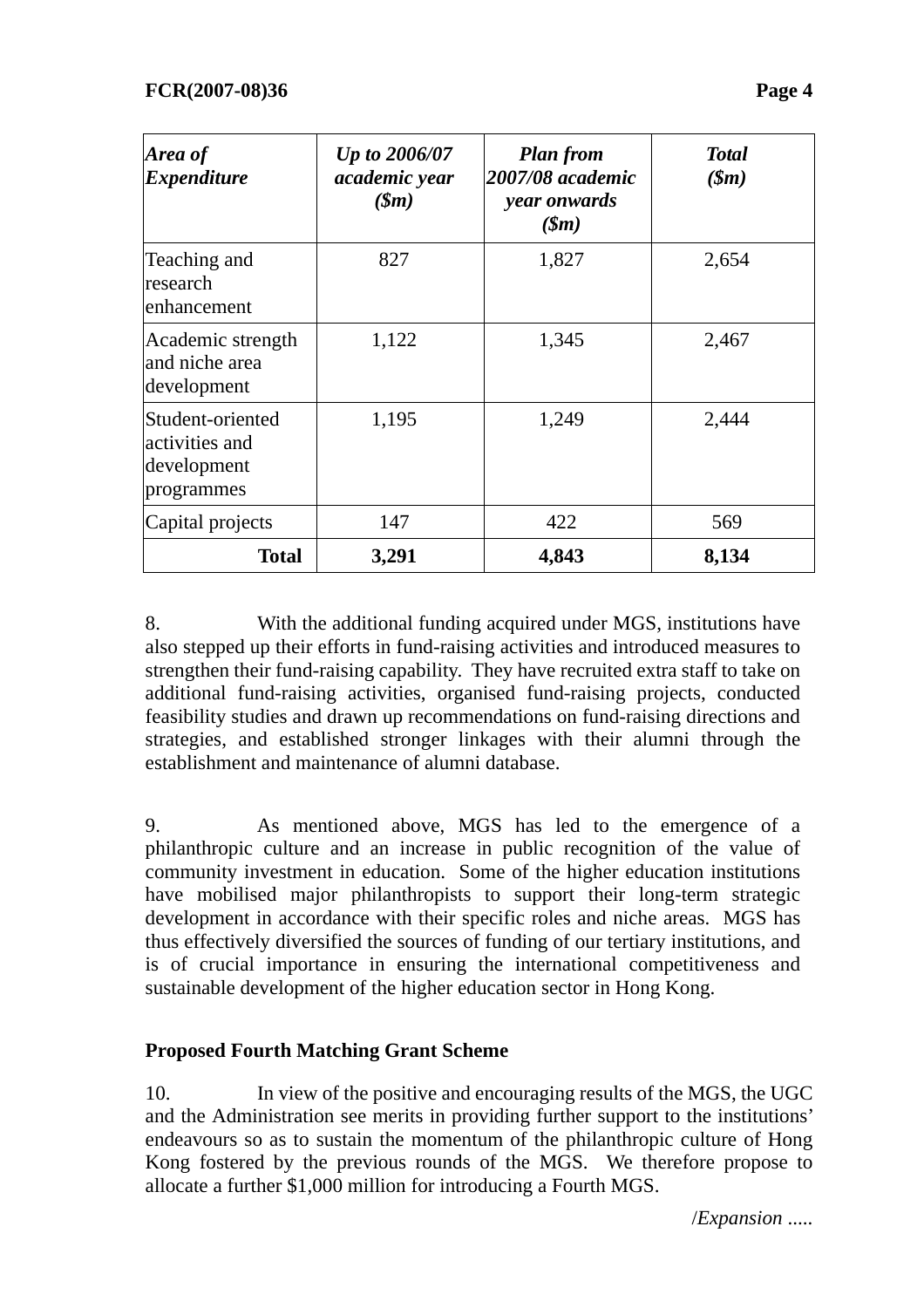| *Area of Expenditure* | *Up to 2006/07 academic year ($m)* | *Plan from 2007/08 academic year onwards ($m)* | *Total ($m)* |
|---|---|---|---|
| Teaching and research enhancement | 827 | 1,827 | 2,654 |
| Academic strength and niche area development | 1,122 | 1,345 | 2,467 |
| Student-oriented activities and development programmes | 1,195 | 1,249 | 2,444 |
| Capital projects | 147 | 422 | 569 |
| **Total** | **3,291** | **4,843** | **8,134** |

8. With the additional funding acquired under MGS, institutions have also stepped up their efforts in fund-raising activities and introduced measures to strengthen their fund-raising capability. They have recruited extra staff to take on additional fund-raising activities, organised fund-raising projects, conducted feasibility studies and drawn up recommendations on fund-raising directions and strategies, and established stronger linkages with their alumni through the establishment and maintenance of alumni database.

9. As mentioned above, MGS has led to the emergence of a philanthropic culture and an increase in public recognition of the value of community investment in education. Some of the higher education institutions have mobilised major philanthropists to support their long-term strategic development in accordance with their specific roles and niche areas. MGS has thus effectively diversified the sources of funding of our tertiary institutions, and is of crucial importance in ensuring the international competitiveness and sustainable development of the higher education sector in Hong Kong.

**Proposed Fourth Matching Grant Scheme**

10. In view of the positive and encouraging results of the MGS, the UGC and the Administration see merits in providing further support to the institutions' endeavours so as to sustain the momentum of the philanthropic culture of Hong Kong fostered by the previous rounds of the MGS. We therefore propose to allocate a further $1,000 million for introducing a Fourth MGS.

/*Expansion .....*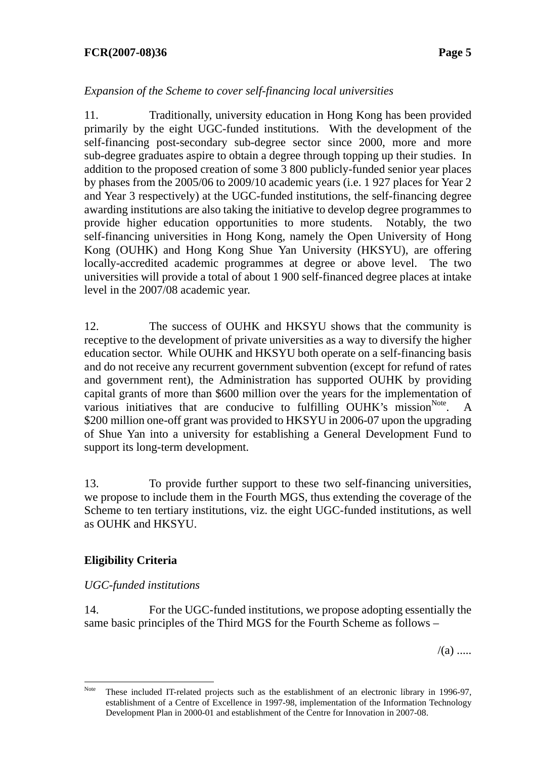*Expansion of the Scheme to cover self-financing local universities*

11. Traditionally, university education in Hong Kong has been provided primarily by the eight UGC-funded institutions. With the development of the self-financing post-secondary sub-degree sector since 2000, more and more sub-degree graduates aspire to obtain a degree through topping up their studies. In addition to the proposed creation of some 3 800 publicly-funded senior year places by phases from the 2005/06 to 2009/10 academic years (i.e. 1 927 places for Year 2 and Year 3 respectively) at the UGC-funded institutions, the self-financing degree awarding institutions are also taking the initiative to develop degree programmes to provide higher education opportunities to more students. Notably, the two self-financing universities in Hong Kong, namely the Open University of Hong Kong (OUHK) and Hong Kong Shue Yan University (HKSYU), are offering locally-accredited academic programmes at degree or above level. The two universities will provide a total of about 1 900 self-financed degree places at intake level in the 2007/08 academic year.

12. The success of OUHK and HKSYU shows that the community is receptive to the development of private universities as a way to diversify the higher education sector. While OUHK and HKSYU both operate on a self-financing basis and do not receive any recurrent government subvention (except for refund of rates and government rent), the Administration has supported OUHK by providing capital grants of more than $600 million over the years for the implementation of various initiatives that are conducive to fulfilling OUHK's mission[Note]. A $200 million one-off grant was provided to HKSYU in 2006-07 upon the upgrading of Shue Yan into a university for establishing a General Development Fund to support its long-term development.

13. To provide further support to these two self-financing universities, we propose to include them in the Fourth MGS, thus extending the coverage of the Scheme to ten tertiary institutions, viz. the eight UGC-funded institutions, as well as OUHK and HKSYU.

## Eligibility Criteria

*UGC-funded institutions*

14. For the UGC-funded institutions, we propose adopting essentially the same basic principles of the Third MGS for the Fourth Scheme as follows –

/(a) .....

---

[Note] These included IT-related projects such as the establishment of an electronic library in 1996-97, establishment of a Centre of Excellence in 1997-98, implementation of the Information Technology Development Plan in 2000-01 and establishment of the Centre for Innovation in 2007-08.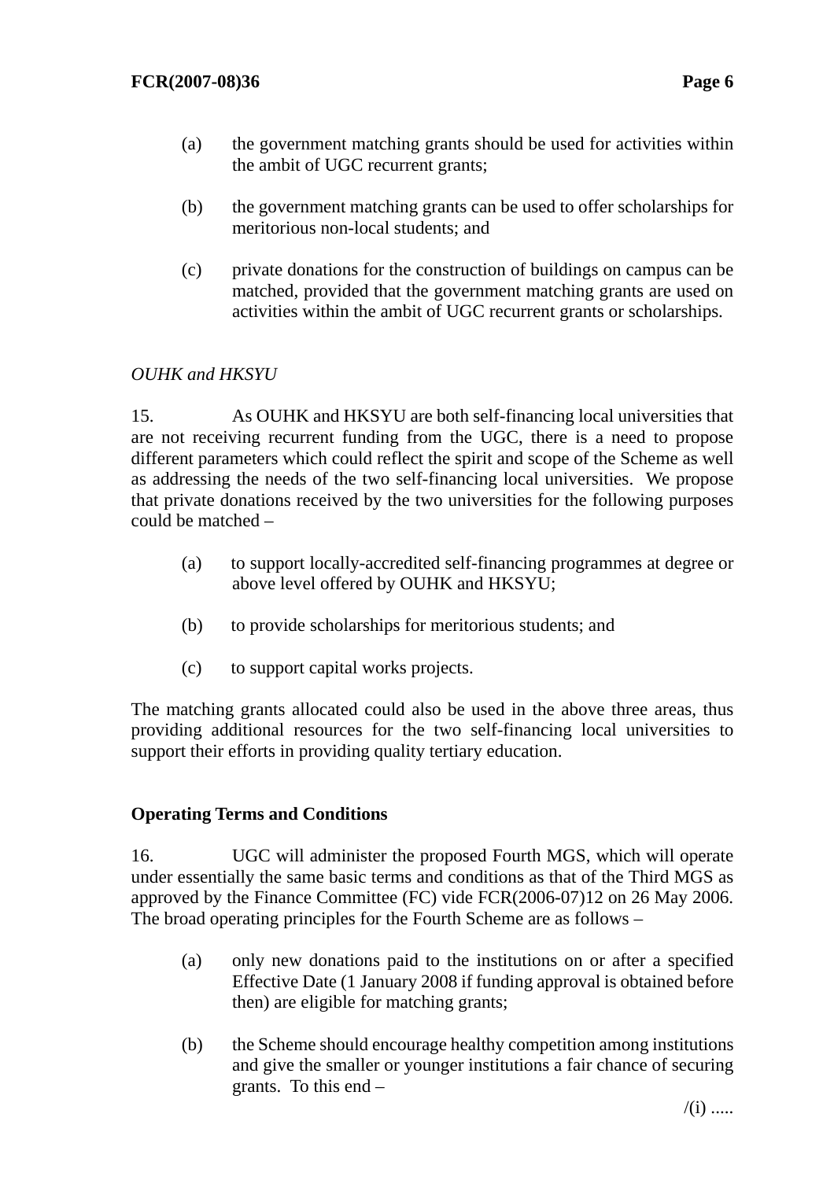(a) the government matching grants should be used for activities within the ambit of UGC recurrent grants;

(b) the government matching grants can be used to offer scholarships for meritorious non-local students; and

(c) private donations for the construction of buildings on campus can be matched, provided that the government matching grants are used on activities within the ambit of UGC recurrent grants or scholarships.

*OUHK and HKSYU*

15. As OUHK and HKSYU are both self-financing local universities that are not receiving recurrent funding from the UGC, there is a need to propose different parameters which could reflect the spirit and scope of the Scheme as well as addressing the needs of the two self-financing local universities. We propose that private donations received by the two universities for the following purposes could be matched –

(a) to support locally-accredited self-financing programmes at degree or above level offered by OUHK and HKSYU;

(b) to provide scholarships for meritorious students; and

(c) to support capital works projects.

The matching grants allocated could also be used in the above three areas, thus providing additional resources for the two self-financing local universities to support their efforts in providing quality tertiary education.

**Operating Terms and Conditions**

16. UGC will administer the proposed Fourth MGS, which will operate under essentially the same basic terms and conditions as that of the Third MGS as approved by the Finance Committee (FC) vide FCR(2006-07)12 on 26 May 2006. The broad operating principles for the Fourth Scheme are as follows –

(a) only new donations paid to the institutions on or after a specified Effective Date (1 January 2008 if funding approval is obtained before then) are eligible for matching grants;

(b) the Scheme should encourage healthy competition among institutions and give the smaller or younger institutions a fair chance of securing grants. To this end –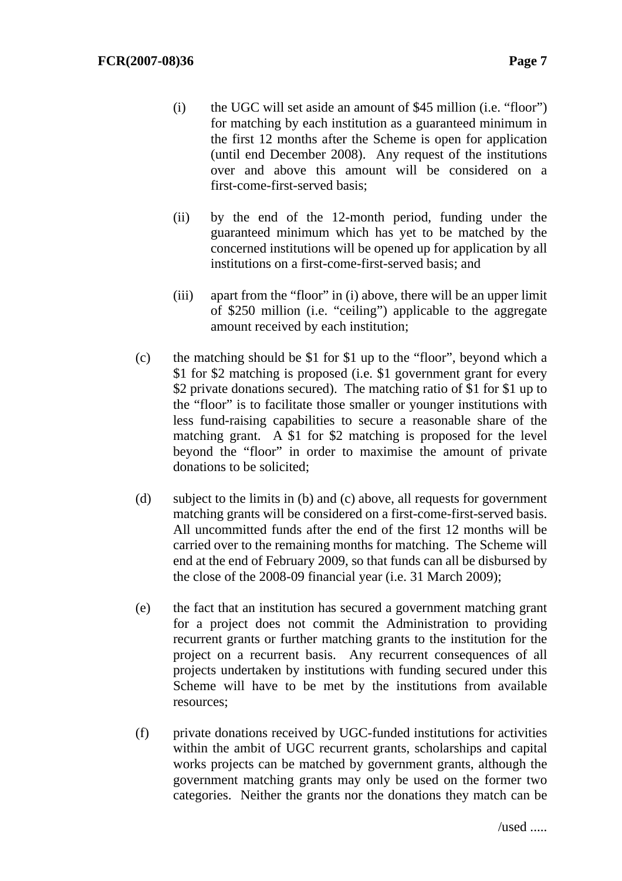(i) the UGC will set aside an amount of $45 million (i.e. "floor") for matching by each institution as a guaranteed minimum in the first 12 months after the Scheme is open for application (until end December 2008). Any request of the institutions over and above this amount will be considered on a first-come-first-served basis;

(ii) by the end of the 12-month period, funding under the guaranteed minimum which has yet to be matched by the concerned institutions will be opened up for application by all institutions on a first-come-first-served basis; and

(iii) apart from the "floor" in (i) above, there will be an upper limit of $250 million (i.e. "ceiling") applicable to the aggregate amount received by each institution;

(c) the matching should be $1 for $1 up to the "floor", beyond which a $1 for $2 matching is proposed (i.e. $1 government grant for every $2 private donations secured). The matching ratio of $1 for $1 up to the "floor" is to facilitate those smaller or younger institutions with less fund-raising capabilities to secure a reasonable share of the matching grant. A $1 for $2 matching is proposed for the level beyond the "floor" in order to maximise the amount of private donations to be solicited;

(d) subject to the limits in (b) and (c) above, all requests for government matching grants will be considered on a first-come-first-served basis. All uncommitted funds after the end of the first 12 months will be carried over to the remaining months for matching. The Scheme will end at the end of February 2009, so that funds can all be disbursed by the close of the 2008-09 financial year (i.e. 31 March 2009);

(e) the fact that an institution has secured a government matching grant for a project does not commit the Administration to providing recurrent grants or further matching grants to the institution for the project on a recurrent basis. Any recurrent consequences of all projects undertaken by institutions with funding secured under this Scheme will have to be met by the institutions from available resources;

(f) private donations received by UGC-funded institutions for activities within the ambit of UGC recurrent grants, scholarships and capital works projects can be matched by government grants, although the government matching grants may only be used on the former two categories. Neither the grants nor the donations they match can be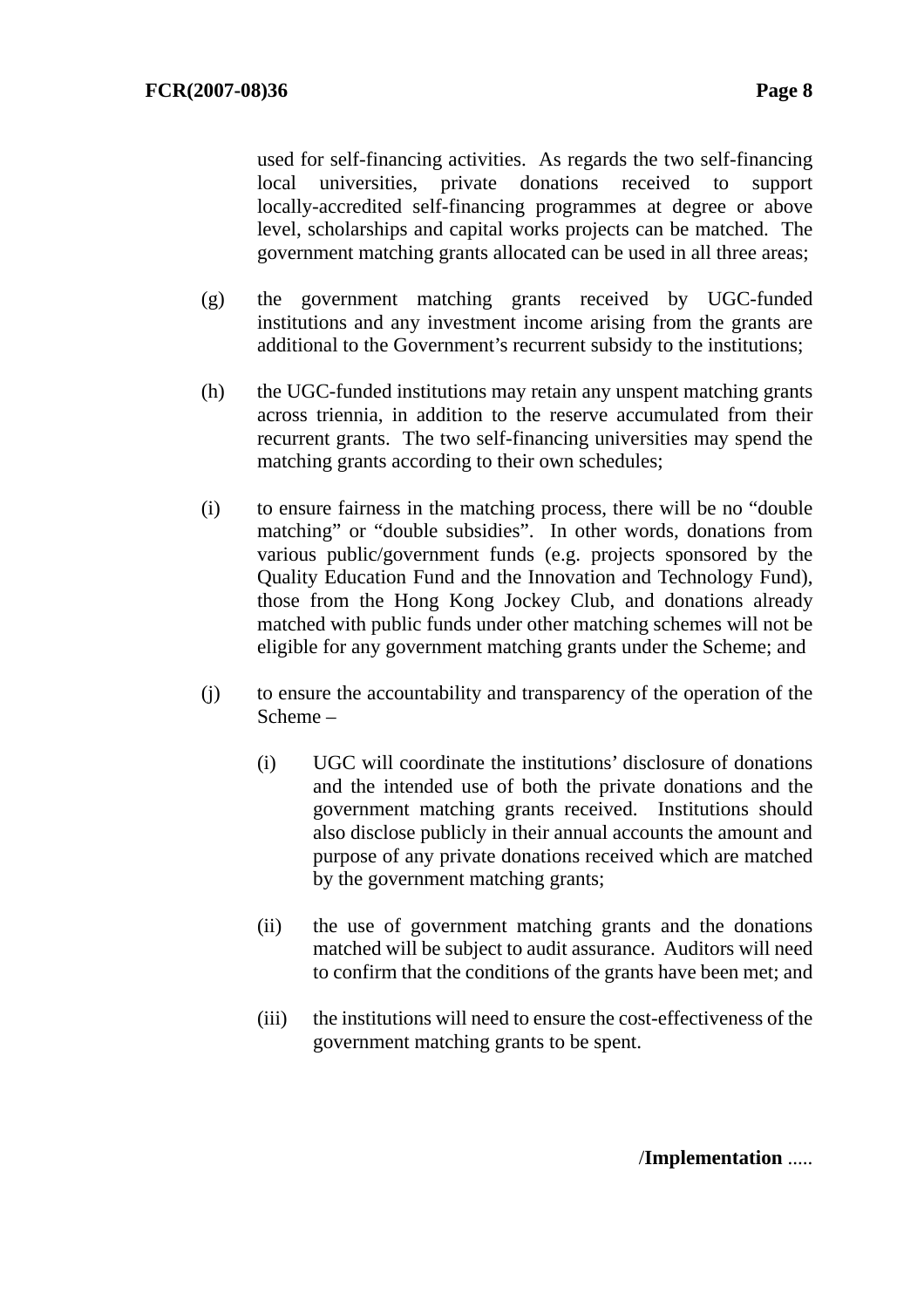used for self-financing activities. As regards the two self-financing local universities, private donations received to support locally-accredited self-financing programmes at degree or above level, scholarships and capital works projects can be matched. The government matching grants allocated can be used in all three areas;

(g) the government matching grants received by UGC-funded institutions and any investment income arising from the grants are additional to the Government's recurrent subsidy to the institutions;

(h) the UGC-funded institutions may retain any unspent matching grants across triennia, in addition to the reserve accumulated from their recurrent grants. The two self-financing universities may spend the matching grants according to their own schedules;

(i) to ensure fairness in the matching process, there will be no "double matching" or "double subsidies". In other words, donations from various public/government funds (e.g. projects sponsored by the Quality Education Fund and the Innovation and Technology Fund), those from the Hong Kong Jockey Club, and donations already matched with public funds under other matching schemes will not be eligible for any government matching grants under the Scheme; and

(j) to ensure the accountability and transparency of the operation of the Scheme –

   (i) UGC will coordinate the institutions' disclosure of donations and the intended use of both the private donations and the government matching grants received. Institutions should also disclose publicly in their annual accounts the amount and purpose of any private donations received which are matched by the government matching grants;

   (ii) the use of government matching grants and the donations matched will be subject to audit assurance. Auditors will need to confirm that the conditions of the grants have been met; and

   (iii) the institutions will need to ensure the cost-effectiveness of the government matching grants to be spent.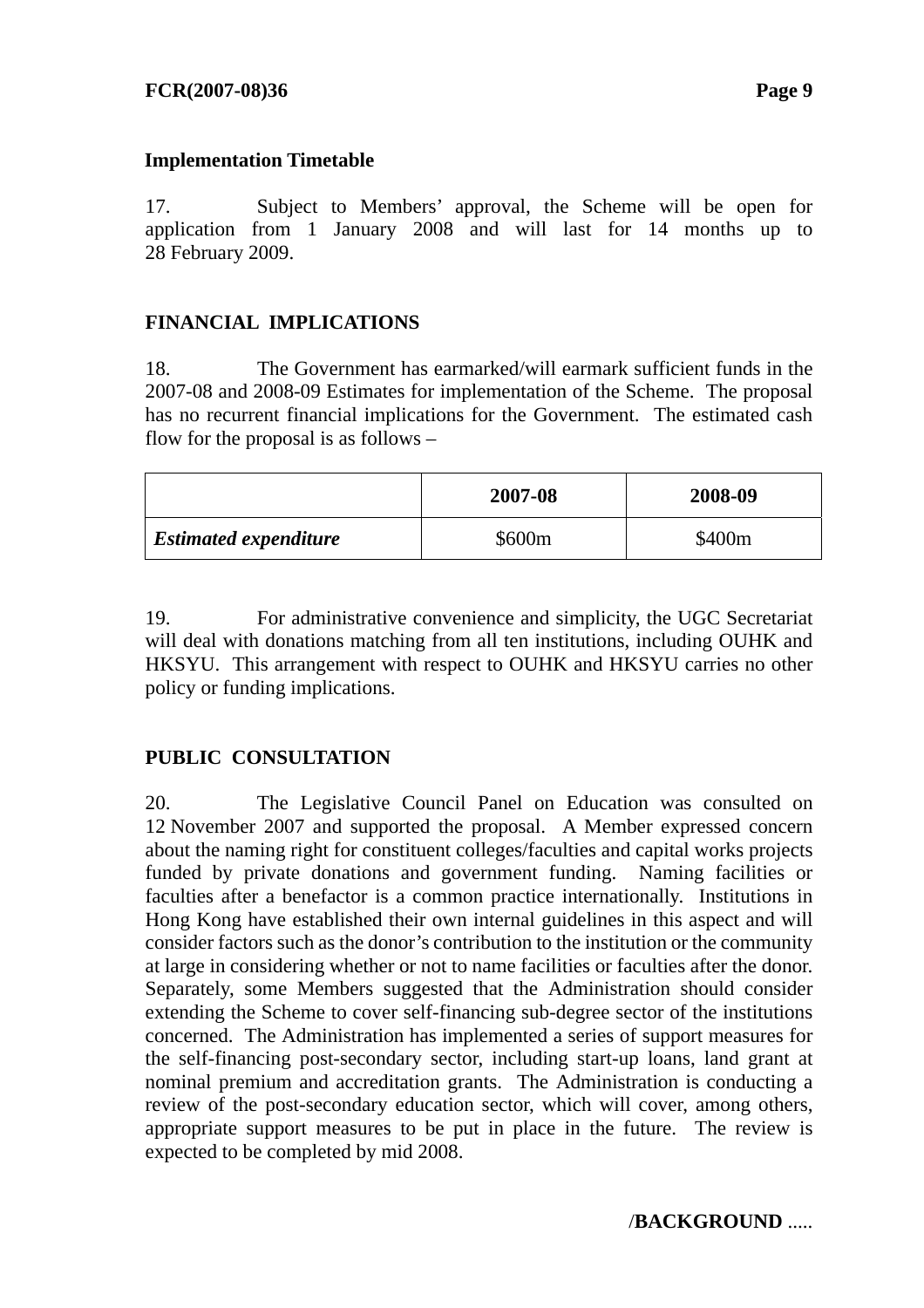**Implementation Timetable**

17. Subject to Members' approval, the Scheme will be open for application from 1 January 2008 and will last for 14 months up to 28 February 2009.

## FINANCIAL IMPLICATIONS

18. The Government has earmarked/will earmark sufficient funds in the 2007-08 and 2008-09 Estimates for implementation of the Scheme. The proposal has no recurrent financial implications for the Government. The estimated cash flow for the proposal is as follows –

| | **2007-08** | **2008-09** |
|---|---|---|
| ***Estimated expenditure*** | $600m | $400m |

19. For administrative convenience and simplicity, the UGC Secretariat will deal with donations matching from all ten institutions, including OUHK and HKSYU. This arrangement with respect to OUHK and HKSYU carries no other policy or funding implications.

## PUBLIC CONSULTATION

20. The Legislative Council Panel on Education was consulted on 12 November 2007 and supported the proposal. A Member expressed concern about the naming right for constituent colleges/faculties and capital works projects funded by private donations and government funding. Naming facilities or faculties after a benefactor is a common practice internationally. Institutions in Hong Kong have established their own internal guidelines in this aspect and will consider factors such as the donor's contribution to the institution or the community at large in considering whether or not to name facilities or faculties after the donor. Separately, some Members suggested that the Administration should consider extending the Scheme to cover self-financing sub-degree sector of the institutions concerned. The Administration has implemented a series of support measures for the self-financing post-secondary sector, including start-up loans, land grant at nominal premium and accreditation grants. The Administration is conducting a review of the post-secondary education sector, which will cover, among others, appropriate support measures to be put in place in the future. The review is expected to be completed by mid 2008.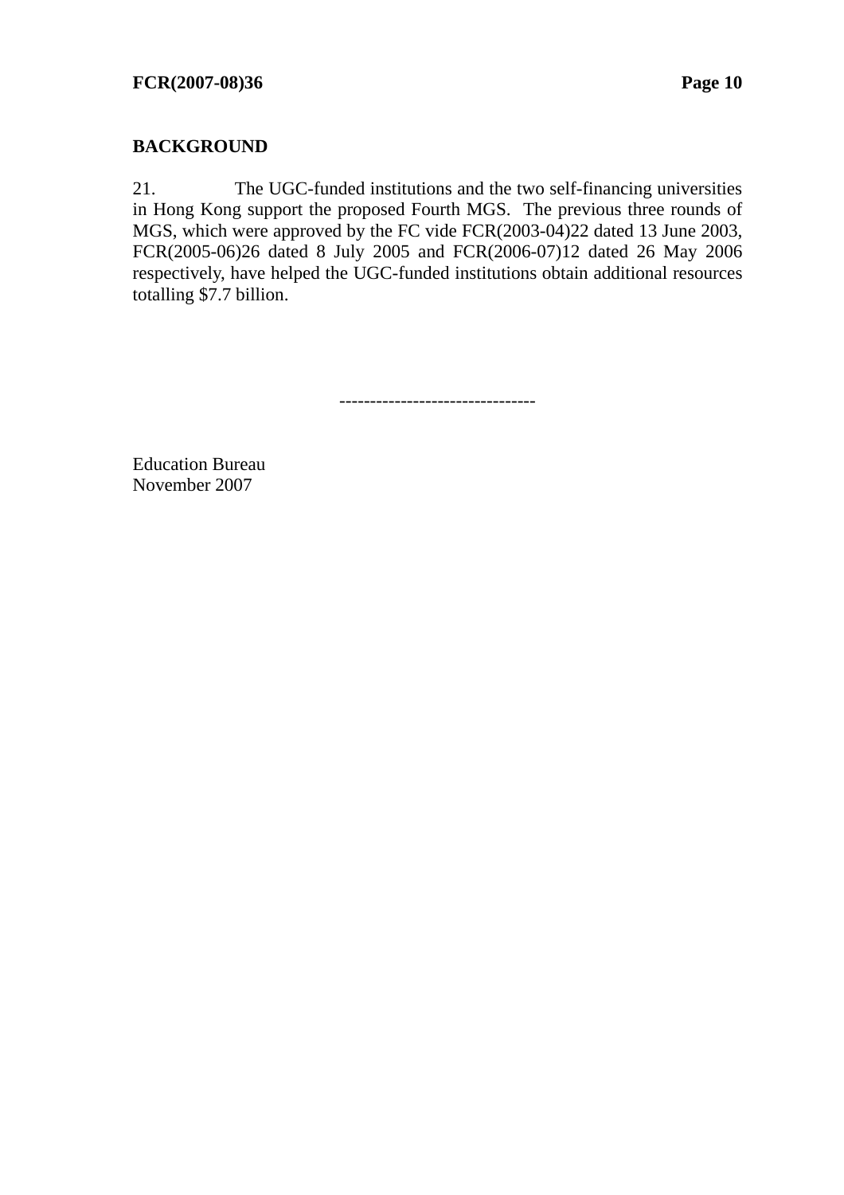## BACKGROUND

21. The UGC-funded institutions and the two self-financing universities in Hong Kong support the proposed Fourth MGS. The previous three rounds of MGS, which were approved by the FC vide FCR(2003-04)22 dated 13 June 2003, FCR(2005-06)26 dated 8 July 2005 and FCR(2006-07)12 dated 26 May 2006 respectively, have helped the UGC-funded institutions obtain additional resources totalling $7.7 billion.

--------------------------------

Education Bureau
November 2007